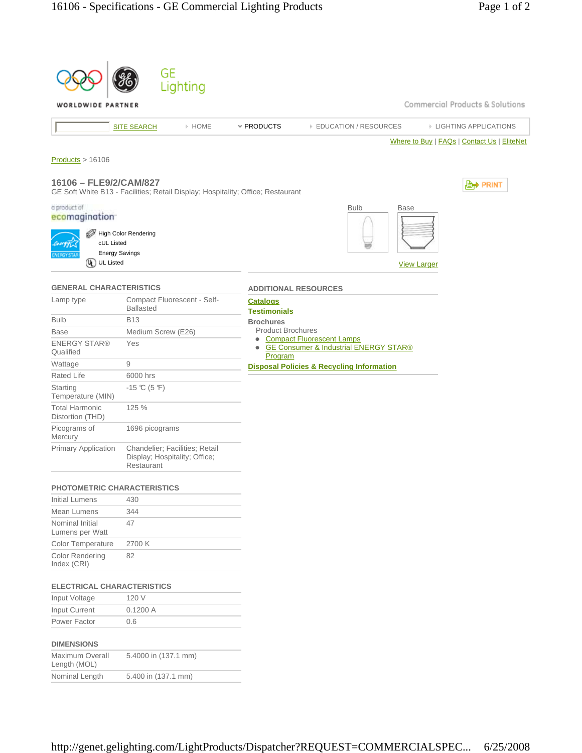GE Lighting

WORLDWIDE PARTNER

Commercial Products & Solutions

SITE SEARCH | HOME | PRODUCTS | EDUCATION / RESOURCES | LIGHTING APPLICATIONS

Where to Buy | FAQs | Contact Us | EliteNet

Products > 16106

## 16106 – FLE9/2/CAM/827

GE Soft White B13 - Facilities; Retail Display; Hospitality; Office; Restaurant

PRINT

a product of ecomagination

- High Color Rendering
- cUL Listed
- Energy Savings
- UL Listed

Bulb | Base

View Larger

### GENERAL CHARACTERISTICS

| | |
|---|---|
| Lamp type | Compact Fluorescent - Self-Ballasted |
| Bulb | B13 |
| Base | Medium Screw (E26) |
| ENERGY STAR® Qualified | Yes |
| Wattage | 9 |
| Rated Life | 6000 hrs |
| Starting Temperature (MIN) | -15 ℃ (5 ℉) |
| Total Harmonic Distortion (THD) | 125 % |
| Picograms of Mercury | 1696 picograms |
| Primary Application | Chandelier; Facilities; Retail Display; Hospitality; Office; Restaurant |

### PHOTOMETRIC CHARACTERISTICS

| | |
|---|---|
| Initial Lumens | 430 |
| Mean Lumens | 344 |
| Nominal Initial Lumens per Watt | 47 |
| Color Temperature | 2700 K |
| Color Rendering Index (CRI) | 82 |

### ELECTRICAL CHARACTERISTICS

| | |
|---|---|
| Input Voltage | 120 V |
| Input Current | 0.1200 A |
| Power Factor | 0.6 |

### DIMENSIONS

| | |
|---|---|
| Maximum Overall Length (MOL) | 5.4000 in (137.1 mm) |
| Nominal Length | 5.400 in (137.1 mm) |

### ADDITIONAL RESOURCES

**Catalogs**

**Testimonials**

**Brochures**

Product Brochures

- Compact Fluorescent Lamps
- GE Consumer & Industrial ENERGY STAR® Program

**Disposal Policies & Recycling Information**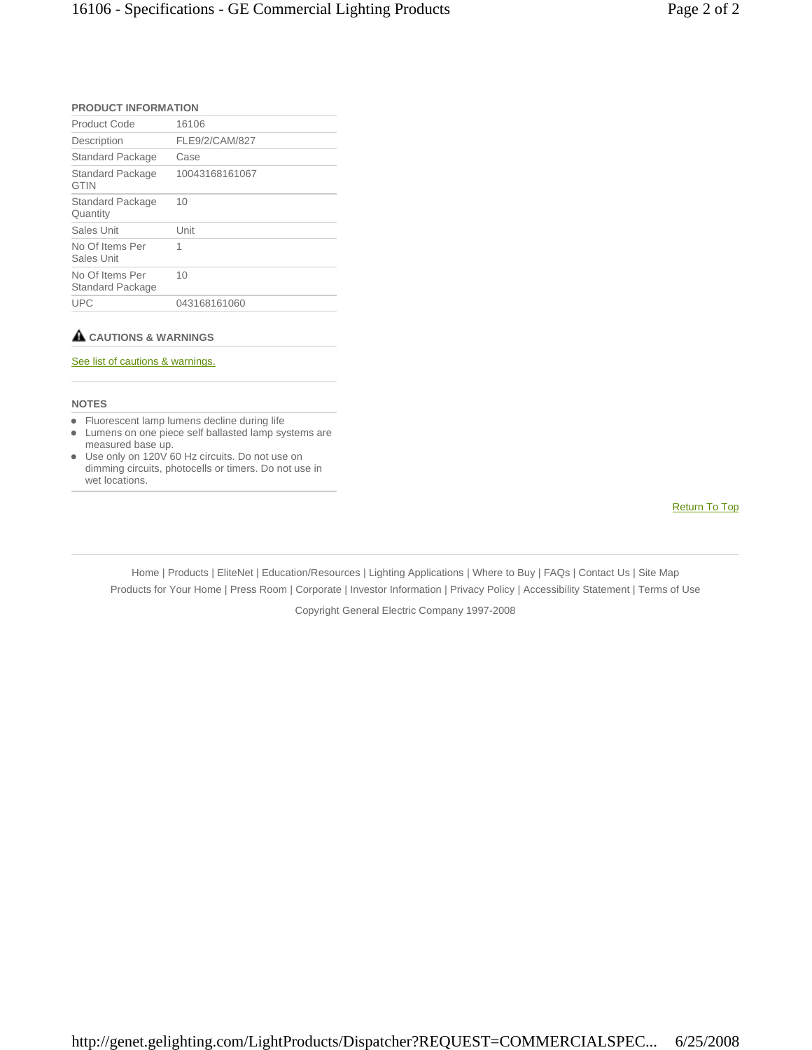## PRODUCT INFORMATION

| | |
|---|---|
| Product Code | 16106 |
| Description | FLE9/2/CAM/827 |
| Standard Package | Case |
| Standard Package GTIN | 10043168161067 |
| Standard Package Quantity | 10 |
| Sales Unit | Unit |
| No Of Items Per Sales Unit | 1 |
| No Of Items Per Standard Package | 10 |
| UPC | 043168161060 |

## CAUTIONS & WARNINGS

See list of cautions & warnings.

## NOTES

- Fluorescent lamp lumens decline during life
- Lumens on one piece self ballasted lamp systems are measured base up.
- Use only on 120V 60 Hz circuits. Do not use on dimming circuits, photocells or timers. Do not use in wet locations.

Return To Top

Home | Products | EliteNet | Education/Resources | Lighting Applications | Where to Buy | FAQs | Contact Us | Site Map
Products for Your Home | Press Room | Corporate | Investor Information | Privacy Policy | Accessibility Statement | Terms of Use

Copyright General Electric Company 1997-2008